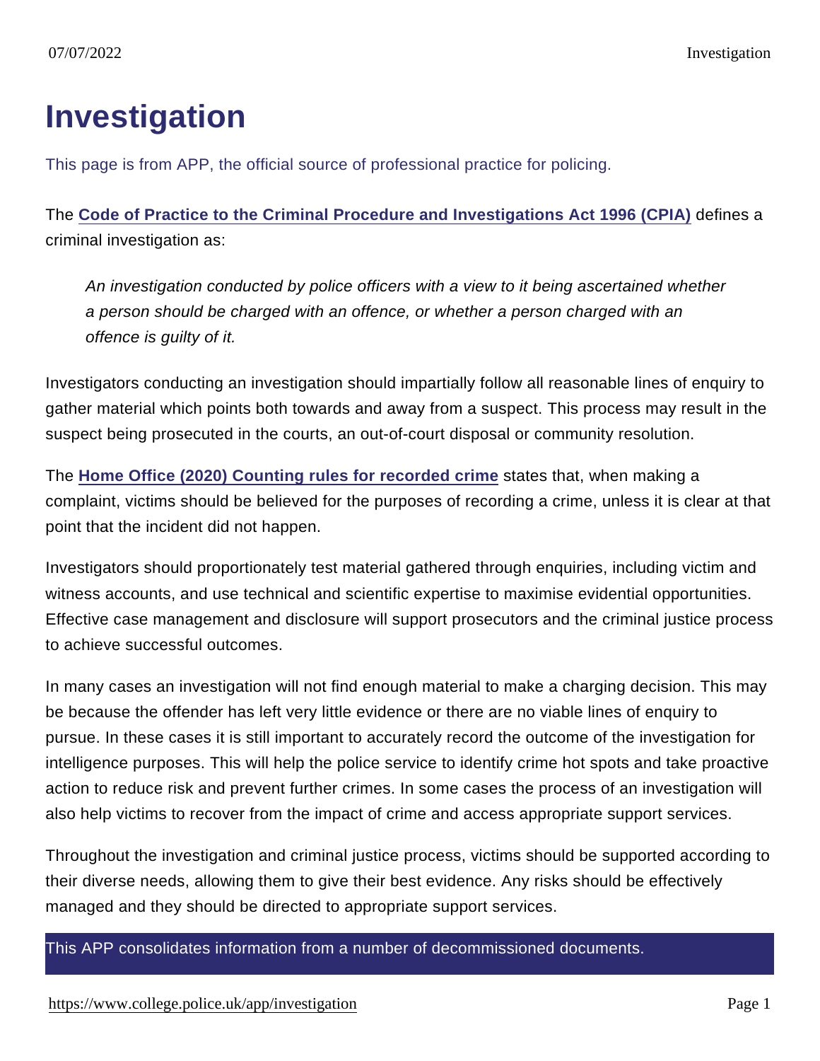# Investigation

This page is from APP, the official source of professional practice for policing.

The **Code of Practice to the Criminal Procedure and Investigations Act 1996 (CPIA)** defines a criminal investigation as:

> *An investigation conducted by police officers with a view to it being ascertained whether a person should be charged with an offence, or whether a person charged with an offence is guilty of it.*

Investigators conducting an investigation should impartially follow all reasonable lines of enquiry to gather material which points both towards and away from a suspect. This process may result in the suspect being prosecuted in the courts, an out-of-court disposal or community resolution.

The **Home Office (2020) Counting rules for recorded crime** states that, when making a complaint, victims should be believed for the purposes of recording a crime, unless it is clear at that point that the incident did not happen.

Investigators should proportionately test material gathered through enquiries, including victim and witness accounts, and use technical and scientific expertise to maximise evidential opportunities. Effective case management and disclosure will support prosecutors and the criminal justice process to achieve successful outcomes.

In many cases an investigation will not find enough material to make a charging decision. This may be because the offender has left very little evidence or there are no viable lines of enquiry to pursue. In these cases it is still important to accurately record the outcome of the investigation for intelligence purposes. This will help the police service to identify crime hot spots and take proactive action to reduce risk and prevent further crimes. In some cases the process of an investigation will also help victims to recover from the impact of crime and access appropriate support services.

Throughout the investigation and criminal justice process, victims should be supported according to their diverse needs, allowing them to give their best evidence. Any risks should be effectively managed and they should be directed to appropriate support services.

This APP consolidates information from a number of decommissioned documents.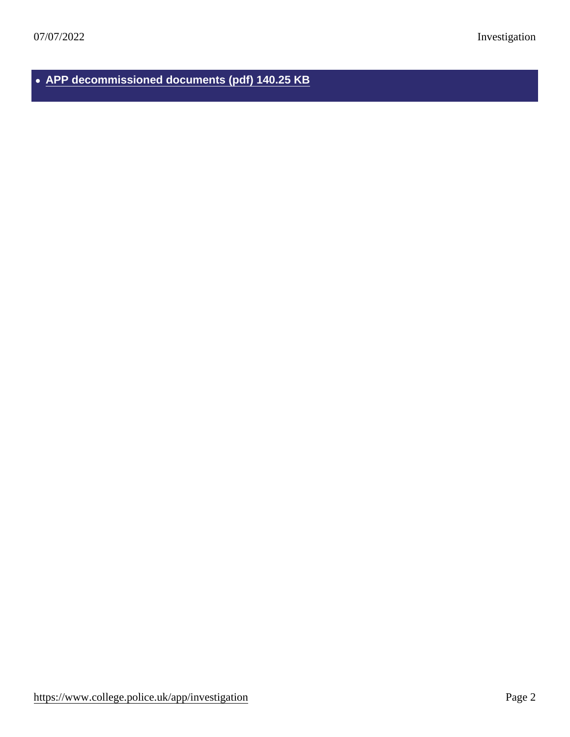- **APP decommissioned documents (pdf) 140.25 KB**